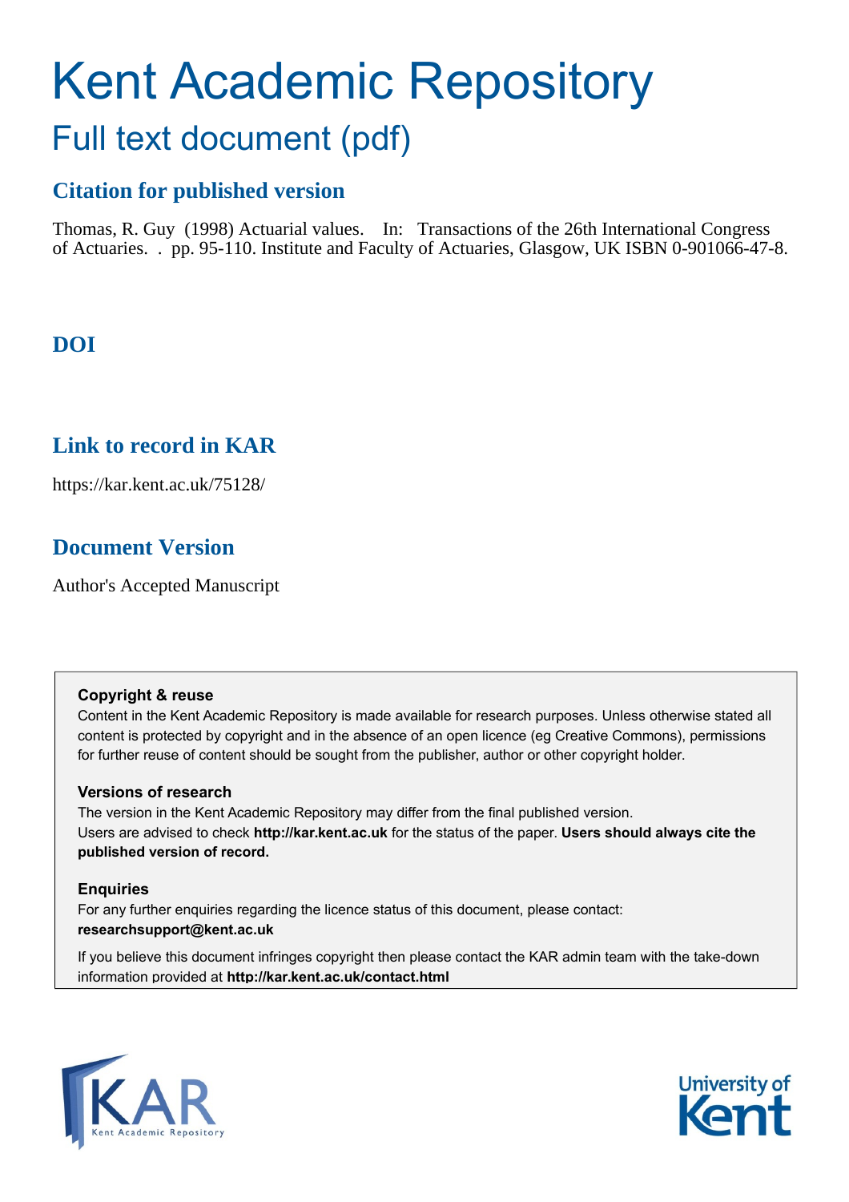# Kent Academic Repository

## Full text document (pdf)

### Citation for published version

Thomas, R. Guy (1998) Actuarial values. In: Transactions of the 26th International Congress of Actuaries. . pp. 95-110. Institute and Faculty of Actuaries, Glasgow, UK ISBN 0-901066-47-8.

### DOI

### Link to record in KAR

https://kar.kent.ac.uk/75128/

### Document Version

Author's Accepted Manuscript

**Copyright & reuse**

Content in the Kent Academic Repository is made available for research purposes. Unless otherwise stated all content is protected by copyright and in the absence of an open licence (eg Creative Commons), permissions for further reuse of content should be sought from the publisher, author or other copyright holder.

**Versions of research**

The version in the Kent Academic Repository may differ from the final published version. Users are advised to check **http://kar.kent.ac.uk** for the status of the paper. **Users should always cite the published version of record.**

**Enquiries**

For any further enquiries regarding the licence status of this document, please contact: **researchsupport@kent.ac.uk**

If you believe this document infringes copyright then please contact the KAR admin team with the take-down information provided at **http://kar.kent.ac.uk/contact.html**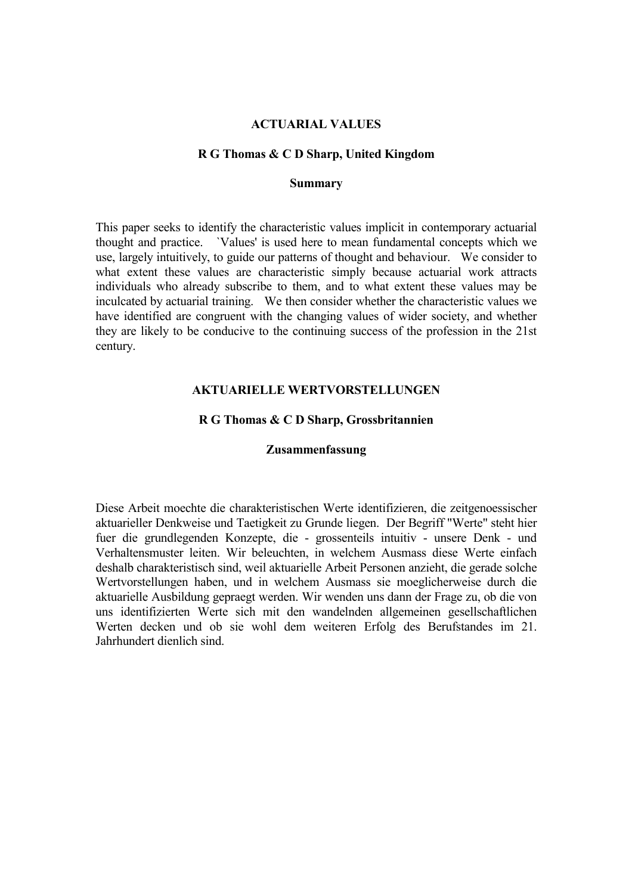# ACTUARIAL VALUES

**R G Thomas & C D Sharp, United Kingdom**

## Summary

This paper seeks to identify the characteristic values implicit in contemporary actuarial thought and practice. `Values' is used here to mean fundamental concepts which we use, largely intuitively, to guide our patterns of thought and behaviour. We consider to what extent these values are characteristic simply because actuarial work attracts individuals who already subscribe to them, and to what extent these values may be inculcated by actuarial training. We then consider whether the characteristic values we have identified are congruent with the changing values of wider society, and whether they are likely to be conducive to the continuing success of the profession in the 21st century.

# AKTUARIELLE WERTVORSTELLUNGEN

**R G Thomas & C D Sharp, Grossbritannien**

## Zusammenfassung

Diese Arbeit moechte die charakteristischen Werte identifizieren, die zeitgenoessischer aktuarieller Denkweise und Taetigkeit zu Grunde liegen. Der Begriff "Werte" steht hier fuer die grundlegenden Konzepte, die - grossenteils intuitiv - unsere Denk - und Verhaltensmuster leiten. Wir beleuchten, in welchem Ausmass diese Werte einfach deshalb charakteristisch sind, weil aktuarielle Arbeit Personen anzieht, die gerade solche Wertvorstellungen haben, und in welchem Ausmass sie moeglicherweise durch die aktuarielle Ausbildung gepraegt werden. Wir wenden uns dann der Frage zu, ob die von uns identifizierten Werte sich mit den wandelnden allgemeinen gesellschaftlichen Werten decken und ob sie wohl dem weiteren Erfolg des Berufstandes im 21. Jahrhundert dienlich sind.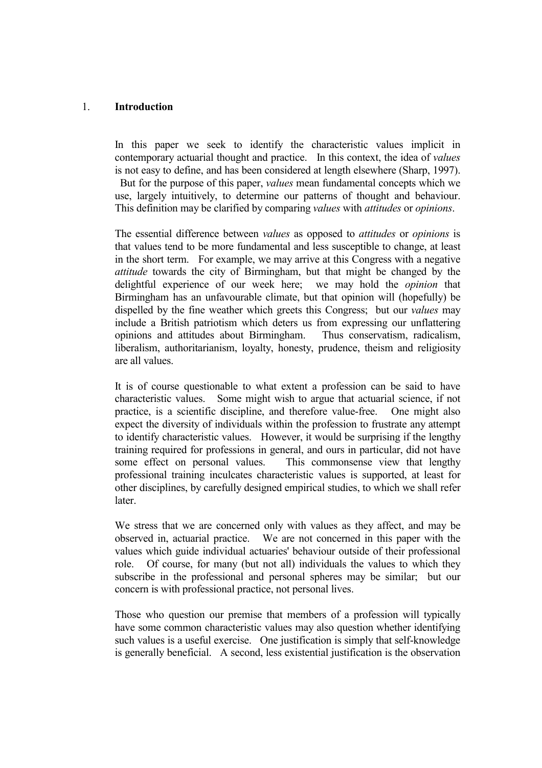## 1. **Introduction**

In this paper we seek to identify the characteristic values implicit in contemporary actuarial thought and practice. In this context, the idea of *values* is not easy to define, and has been considered at length elsewhere (Sharp, 1997). But for the purpose of this paper, *values* mean fundamental concepts which we use, largely intuitively, to determine our patterns of thought and behaviour. This definition may be clarified by comparing *values* with *attitudes* or *opinions*.

The essential difference between *values* as opposed to *attitudes* or *opinions* is that values tend to be more fundamental and less susceptible to change, at least in the short term. For example, we may arrive at this Congress with a negative *attitude* towards the city of Birmingham, but that might be changed by the delightful experience of our week here; we may hold the *opinion* that Birmingham has an unfavourable climate, but that opinion will (hopefully) be dispelled by the fine weather which greets this Congress; but our *values* may include a British patriotism which deters us from expressing our unflattering opinions and attitudes about Birmingham. Thus conservatism, radicalism, liberalism, authoritarianism, loyalty, honesty, prudence, theism and religiosity are all values.

It is of course questionable to what extent a profession can be said to have characteristic values. Some might wish to argue that actuarial science, if not practice, is a scientific discipline, and therefore value-free. One might also expect the diversity of individuals within the profession to frustrate any attempt to identify characteristic values. However, it would be surprising if the lengthy training required for professions in general, and ours in particular, did not have some effect on personal values. This commonsense view that lengthy professional training inculcates characteristic values is supported, at least for other disciplines, by carefully designed empirical studies, to which we shall refer later.

We stress that we are concerned only with values as they affect, and may be observed in, actuarial practice. We are not concerned in this paper with the values which guide individual actuaries' behaviour outside of their professional role. Of course, for many (but not all) individuals the values to which they subscribe in the professional and personal spheres may be similar; but our concern is with professional practice, not personal lives.

Those who question our premise that members of a profession will typically have some common characteristic values may also question whether identifying such values is a useful exercise. One justification is simply that self-knowledge is generally beneficial. A second, less existential justification is the observation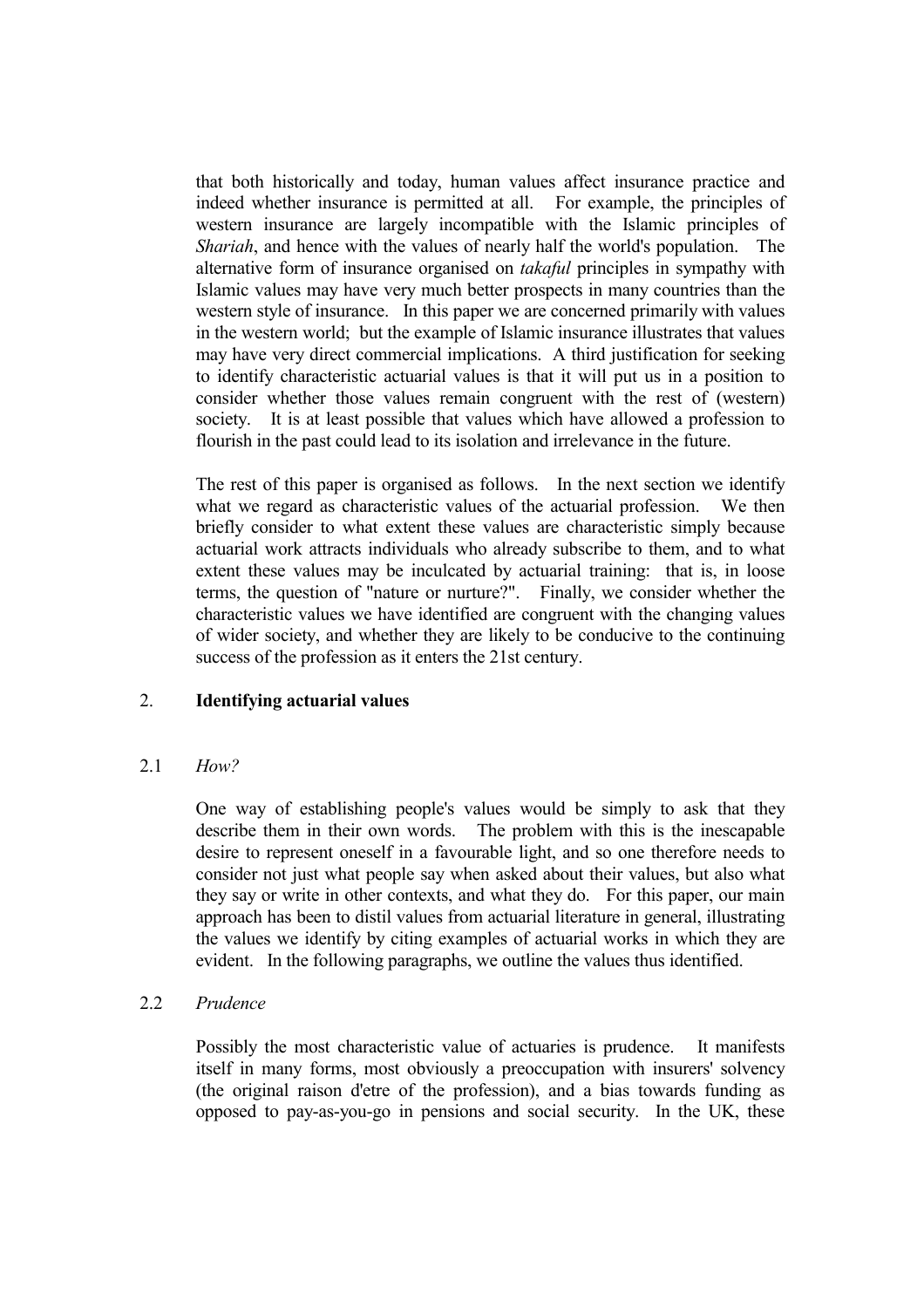that both historically and today, human values affect insurance practice and indeed whether insurance is permitted at all. For example, the principles of western insurance are largely incompatible with the Islamic principles of *Shariah*, and hence with the values of nearly half the world's population. The alternative form of insurance organised on *takaful* principles in sympathy with Islamic values may have very much better prospects in many countries than the western style of insurance. In this paper we are concerned primarily with values in the western world; but the example of Islamic insurance illustrates that values may have very direct commercial implications. A third justification for seeking to identify characteristic actuarial values is that it will put us in a position to consider whether those values remain congruent with the rest of (western) society. It is at least possible that values which have allowed a profession to flourish in the past could lead to its isolation and irrelevance in the future.

The rest of this paper is organised as follows. In the next section we identify what we regard as characteristic values of the actuarial profession. We then briefly consider to what extent these values are characteristic simply because actuarial work attracts individuals who already subscribe to them, and to what extent these values may be inculcated by actuarial training: that is, in loose terms, the question of "nature or nurture?". Finally, we consider whether the characteristic values we have identified are congruent with the changing values of wider society, and whether they are likely to be conducive to the continuing success of the profession as it enters the 21st century.

## 2. **Identifying actuarial values**

### 2.1 *How?*

One way of establishing people's values would be simply to ask that they describe them in their own words. The problem with this is the inescapable desire to represent oneself in a favourable light, and so one therefore needs to consider not just what people say when asked about their values, but also what they say or write in other contexts, and what they do. For this paper, our main approach has been to distil values from actuarial literature in general, illustrating the values we identify by citing examples of actuarial works in which they are evident. In the following paragraphs, we outline the values thus identified.

### 2.2 *Prudence*

Possibly the most characteristic value of actuaries is prudence. It manifests itself in many forms, most obviously a preoccupation with insurers' solvency (the original raison d'etre of the profession), and a bias towards funding as opposed to pay-as-you-go in pensions and social security. In the UK, these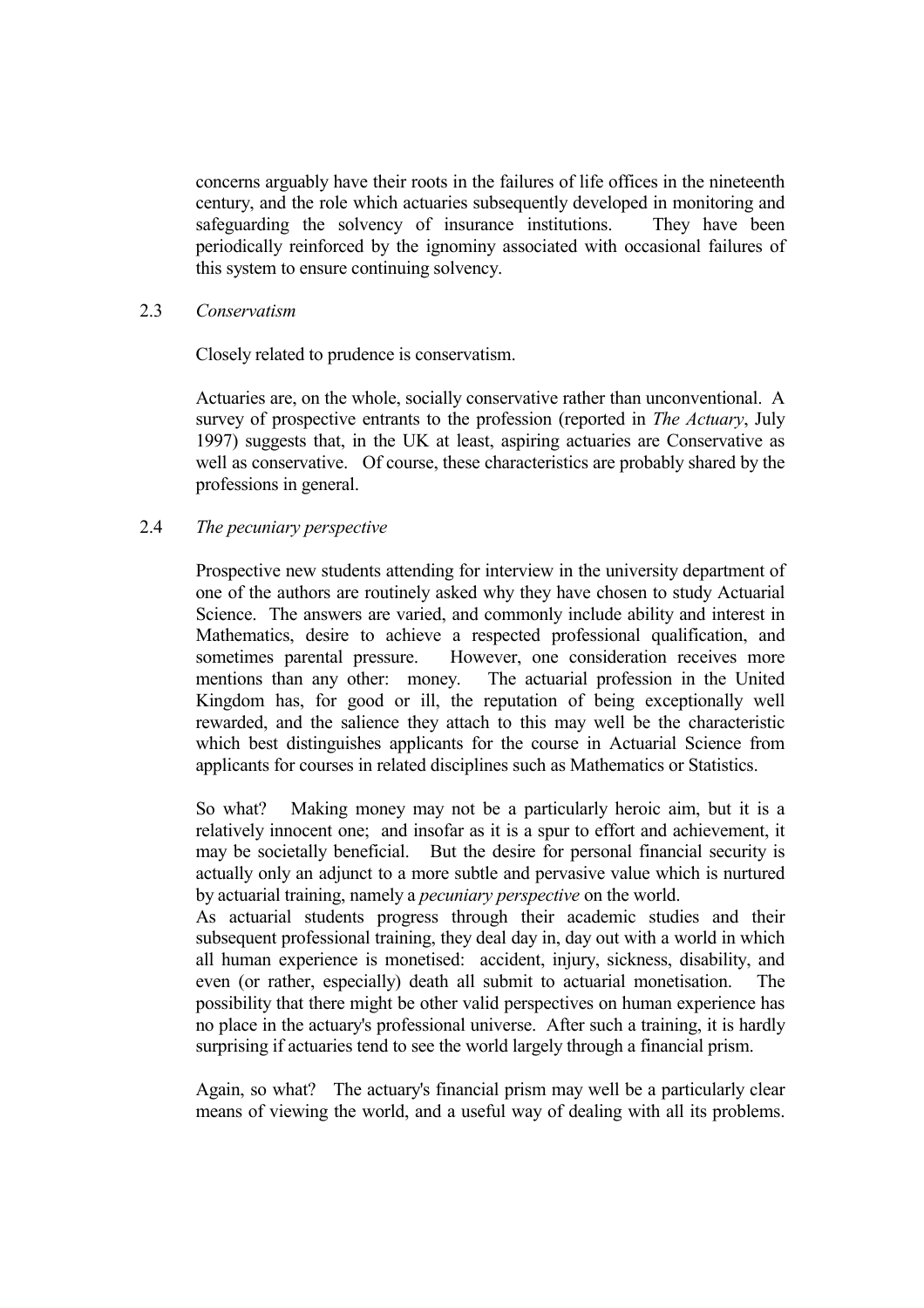concerns arguably have their roots in the failures of life offices in the nineteenth century, and the role which actuaries subsequently developed in monitoring and safeguarding the solvency of insurance institutions. They have been periodically reinforced by the ignominy associated with occasional failures of this system to ensure continuing solvency.

2.3 *Conservatism*

Closely related to prudence is conservatism.

Actuaries are, on the whole, socially conservative rather than unconventional. A survey of prospective entrants to the profession (reported in *The Actuary*, July 1997) suggests that, in the UK at least, aspiring actuaries are Conservative as well as conservative. Of course, these characteristics are probably shared by the professions in general.

2.4 *The pecuniary perspective*

Prospective new students attending for interview in the university department of one of the authors are routinely asked why they have chosen to study Actuarial Science. The answers are varied, and commonly include ability and interest in Mathematics, desire to achieve a respected professional qualification, and sometimes parental pressure. However, one consideration receives more mentions than any other: money. The actuarial profession in the United Kingdom has, for good or ill, the reputation of being exceptionally well rewarded, and the salience they attach to this may well be the characteristic which best distinguishes applicants for the course in Actuarial Science from applicants for courses in related disciplines such as Mathematics or Statistics.

So what? Making money may not be a particularly heroic aim, but it is a relatively innocent one; and insofar as it is a spur to effort and achievement, it may be societally beneficial. But the desire for personal financial security is actually only an adjunct to a more subtle and pervasive value which is nurtured by actuarial training, namely a *pecuniary perspective* on the world.

As actuarial students progress through their academic studies and their subsequent professional training, they deal day in, day out with a world in which all human experience is monetised: accident, injury, sickness, disability, and even (or rather, especially) death all submit to actuarial monetisation. The possibility that there might be other valid perspectives on human experience has no place in the actuary's professional universe. After such a training, it is hardly surprising if actuaries tend to see the world largely through a financial prism.

Again, so what? The actuary's financial prism may well be a particularly clear means of viewing the world, and a useful way of dealing with all its problems.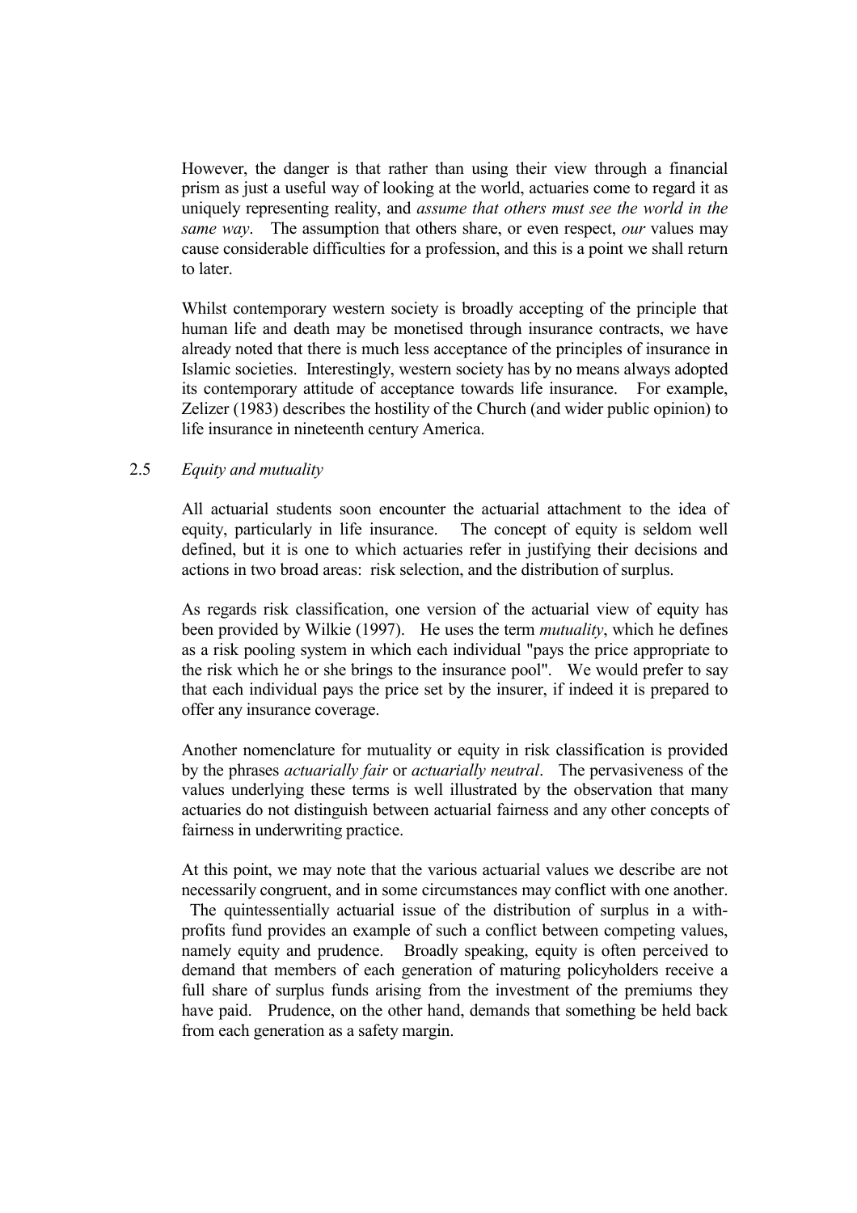However, the danger is that rather than using their view through a financial prism as just a useful way of looking at the world, actuaries come to regard it as uniquely representing reality, and *assume that others must see the world in the same way*. The assumption that others share, or even respect, *our* values may cause considerable difficulties for a profession, and this is a point we shall return to later.

Whilst contemporary western society is broadly accepting of the principle that human life and death may be monetised through insurance contracts, we have already noted that there is much less acceptance of the principles of insurance in Islamic societies. Interestingly, western society has by no means always adopted its contemporary attitude of acceptance towards life insurance. For example, Zelizer (1983) describes the hostility of the Church (and wider public opinion) to life insurance in nineteenth century America.

## 2.5 *Equity and mutuality*

All actuarial students soon encounter the actuarial attachment to the idea of equity, particularly in life insurance. The concept of equity is seldom well defined, but it is one to which actuaries refer in justifying their decisions and actions in two broad areas: risk selection, and the distribution of surplus.

As regards risk classification, one version of the actuarial view of equity has been provided by Wilkie (1997). He uses the term *mutuality*, which he defines as a risk pooling system in which each individual "pays the price appropriate to the risk which he or she brings to the insurance pool". We would prefer to say that each individual pays the price set by the insurer, if indeed it is prepared to offer any insurance coverage.

Another nomenclature for mutuality or equity in risk classification is provided by the phrases *actuarially fair* or *actuarially neutral*. The pervasiveness of the values underlying these terms is well illustrated by the observation that many actuaries do not distinguish between actuarial fairness and any other concepts of fairness in underwriting practice.

At this point, we may note that the various actuarial values we describe are not necessarily congruent, and in some circumstances may conflict with one another. The quintessentially actuarial issue of the distribution of surplus in a with-profits fund provides an example of such a conflict between competing values, namely equity and prudence. Broadly speaking, equity is often perceived to demand that members of each generation of maturing policyholders receive a full share of surplus funds arising from the investment of the premiums they have paid. Prudence, on the other hand, demands that something be held back from each generation as a safety margin.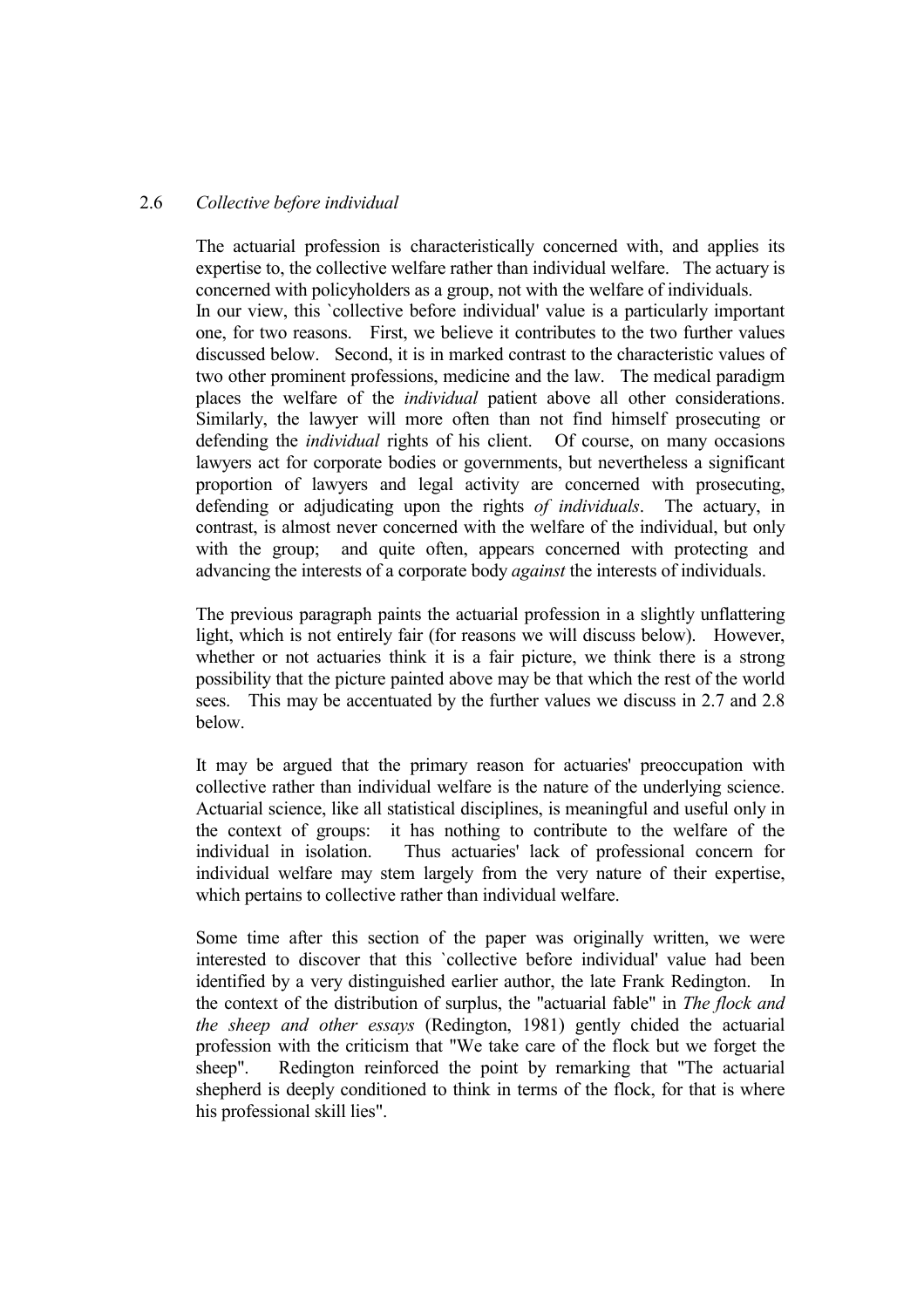## 2.6 *Collective before individual*

The actuarial profession is characteristically concerned with, and applies its expertise to, the collective welfare rather than individual welfare. The actuary is concerned with policyholders as a group, not with the welfare of individuals. In our view, this `collective before individual' value is a particularly important one, for two reasons. First, we believe it contributes to the two further values discussed below. Second, it is in marked contrast to the characteristic values of two other prominent professions, medicine and the law. The medical paradigm places the welfare of the *individual* patient above all other considerations. Similarly, the lawyer will more often than not find himself prosecuting or defending the *individual* rights of his client. Of course, on many occasions lawyers act for corporate bodies or governments, but nevertheless a significant proportion of lawyers and legal activity are concerned with prosecuting, defending or adjudicating upon the rights *of individuals*. The actuary, in contrast, is almost never concerned with the welfare of the individual, but only with the group; and quite often, appears concerned with protecting and advancing the interests of a corporate body *against* the interests of individuals.

The previous paragraph paints the actuarial profession in a slightly unflattering light, which is not entirely fair (for reasons we will discuss below). However, whether or not actuaries think it is a fair picture, we think there is a strong possibility that the picture painted above may be that which the rest of the world sees. This may be accentuated by the further values we discuss in 2.7 and 2.8 below.

It may be argued that the primary reason for actuaries' preoccupation with collective rather than individual welfare is the nature of the underlying science. Actuarial science, like all statistical disciplines, is meaningful and useful only in the context of groups: it has nothing to contribute to the welfare of the individual in isolation. Thus actuaries' lack of professional concern for individual welfare may stem largely from the very nature of their expertise, which pertains to collective rather than individual welfare.

Some time after this section of the paper was originally written, we were interested to discover that this `collective before individual' value had been identified by a very distinguished earlier author, the late Frank Redington. In the context of the distribution of surplus, the "actuarial fable" in *The flock and the sheep and other essays* (Redington, 1981) gently chided the actuarial profession with the criticism that "We take care of the flock but we forget the sheep". Redington reinforced the point by remarking that "The actuarial shepherd is deeply conditioned to think in terms of the flock, for that is where his professional skill lies".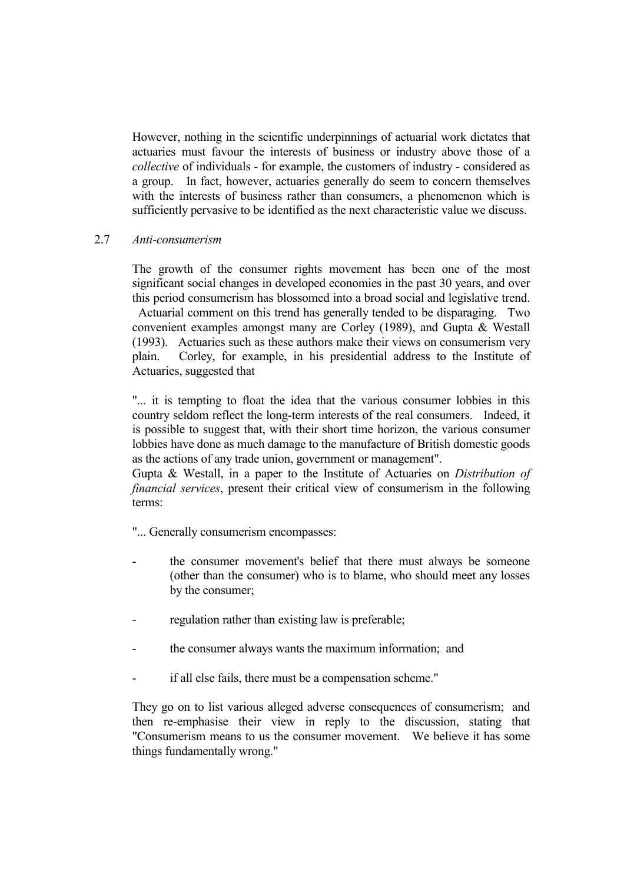However, nothing in the scientific underpinnings of actuarial work dictates that actuaries must favour the interests of business or industry above those of a *collective* of individuals - for example, the customers of industry - considered as a group. In fact, however, actuaries generally do seem to concern themselves with the interests of business rather than consumers, a phenomenon which is sufficiently pervasive to be identified as the next characteristic value we discuss.

### 2.7 *Anti-consumerism*

The growth of the consumer rights movement has been one of the most significant social changes in developed economies in the past 30 years, and over this period consumerism has blossomed into a broad social and legislative trend. Actuarial comment on this trend has generally tended to be disparaging. Two convenient examples amongst many are Corley (1989), and Gupta & Westall (1993). Actuaries such as these authors make their views on consumerism very plain. Corley, for example, in his presidential address to the Institute of Actuaries, suggested that

"... it is tempting to float the idea that the various consumer lobbies in this country seldom reflect the long-term interests of the real consumers. Indeed, it is possible to suggest that, with their short time horizon, the various consumer lobbies have done as much damage to the manufacture of British domestic goods as the actions of any trade union, government or management".

Gupta & Westall, in a paper to the Institute of Actuaries on *Distribution of financial services*, present their critical view of consumerism in the following terms:

"... Generally consumerism encompasses:

- the consumer movement's belief that there must always be someone (other than the consumer) who is to blame, who should meet any losses by the consumer;
- regulation rather than existing law is preferable;
- the consumer always wants the maximum information; and
- if all else fails, there must be a compensation scheme."

They go on to list various alleged adverse consequences of consumerism; and then re-emphasise their view in reply to the discussion, stating that "Consumerism means to us the consumer movement. We believe it has some things fundamentally wrong."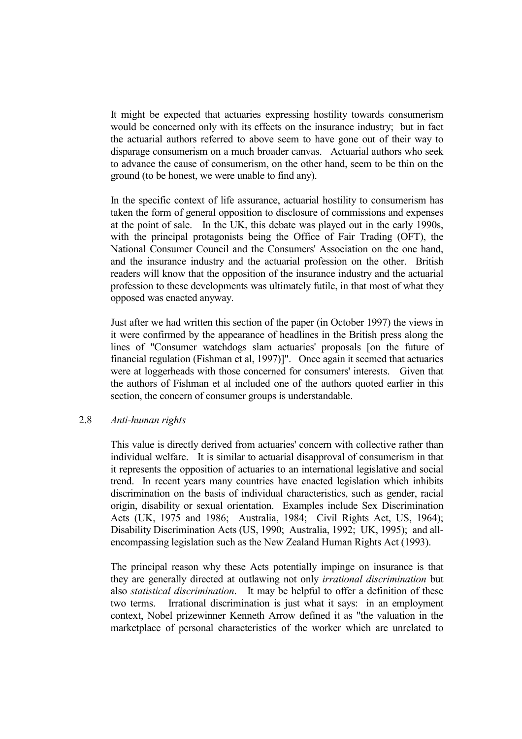It might be expected that actuaries expressing hostility towards consumerism would be concerned only with its effects on the insurance industry; but in fact the actuarial authors referred to above seem to have gone out of their way to disparage consumerism on a much broader canvas. Actuarial authors who seek to advance the cause of consumerism, on the other hand, seem to be thin on the ground (to be honest, we were unable to find any).

In the specific context of life assurance, actuarial hostility to consumerism has taken the form of general opposition to disclosure of commissions and expenses at the point of sale. In the UK, this debate was played out in the early 1990s, with the principal protagonists being the Office of Fair Trading (OFT), the National Consumer Council and the Consumers' Association on the one hand, and the insurance industry and the actuarial profession on the other. British readers will know that the opposition of the insurance industry and the actuarial profession to these developments was ultimately futile, in that most of what they opposed was enacted anyway.

Just after we had written this section of the paper (in October 1997) the views in it were confirmed by the appearance of headlines in the British press along the lines of "Consumer watchdogs slam actuaries' proposals [on the future of financial regulation (Fishman et al, 1997)]". Once again it seemed that actuaries were at loggerheads with those concerned for consumers' interests. Given that the authors of Fishman et al included one of the authors quoted earlier in this section, the concern of consumer groups is understandable.

### 2.8 *Anti-human rights*

This value is directly derived from actuaries' concern with collective rather than individual welfare. It is similar to actuarial disapproval of consumerism in that it represents the opposition of actuaries to an international legislative and social trend. In recent years many countries have enacted legislation which inhibits discrimination on the basis of individual characteristics, such as gender, racial origin, disability or sexual orientation. Examples include Sex Discrimination Acts (UK, 1975 and 1986; Australia, 1984; Civil Rights Act, US, 1964); Disability Discrimination Acts (US, 1990; Australia, 1992; UK, 1995); and all-encompassing legislation such as the New Zealand Human Rights Act (1993).

The principal reason why these Acts potentially impinge on insurance is that they are generally directed at outlawing not only *irrational discrimination* but also *statistical discrimination*. It may be helpful to offer a definition of these two terms. Irrational discrimination is just what it says: in an employment context, Nobel prizewinner Kenneth Arrow defined it as "the valuation in the marketplace of personal characteristics of the worker which are unrelated to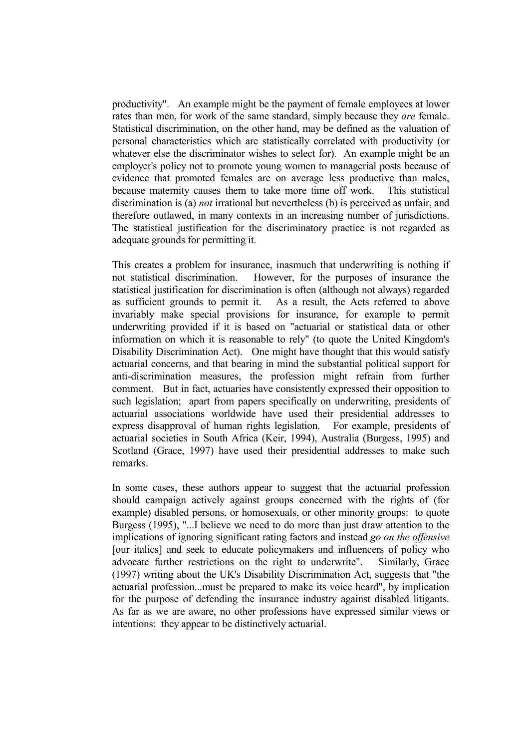productivity". An example might be the payment of female employees at lower rates than men, for work of the same standard, simply because they *are* female. Statistical discrimination, on the other hand, may be defined as the valuation of personal characteristics which are statistically correlated with productivity (or whatever else the discriminator wishes to select for). An example might be an employer's policy not to promote young women to managerial posts because of evidence that promoted females are on average less productive than males, because maternity causes them to take more time off work. This statistical discrimination is (a) *not* irrational but nevertheless (b) is perceived as unfair, and therefore outlawed, in many contexts in an increasing number of jurisdictions. The statistical justification for the discriminatory practice is not regarded as adequate grounds for permitting it.

This creates a problem for insurance, inasmuch that underwriting is nothing if not statistical discrimination. However, for the purposes of insurance the statistical justification for discrimination is often (although not always) regarded as sufficient grounds to permit it. As a result, the Acts referred to above invariably make special provisions for insurance, for example to permit underwriting provided if it is based on "actuarial or statistical data or other information on which it is reasonable to rely" (to quote the United Kingdom's Disability Discrimination Act). One might have thought that this would satisfy actuarial concerns, and that bearing in mind the substantial political support for anti-discrimination measures, the profession might refrain from further comment. But in fact, actuaries have consistently expressed their opposition to such legislation; apart from papers specifically on underwriting, presidents of actuarial associations worldwide have used their presidential addresses to express disapproval of human rights legislation. For example, presidents of actuarial societies in South Africa (Keir, 1994), Australia (Burgess, 1995) and Scotland (Grace, 1997) have used their presidential addresses to make such remarks.

In some cases, these authors appear to suggest that the actuarial profession should campaign actively against groups concerned with the rights of (for example) disabled persons, or homosexuals, or other minority groups: to quote Burgess (1995), "...I believe we need to do more than just draw attention to the implications of ignoring significant rating factors and instead *go on the offensive* [our italics] and seek to educate policymakers and influencers of policy who advocate further restrictions on the right to underwrite". Similarly, Grace (1997) writing about the UK's Disability Discrimination Act, suggests that "the actuarial profession...must be prepared to make its voice heard", by implication for the purpose of defending the insurance industry against disabled litigants. As far as we are aware, no other professions have expressed similar views or intentions: they appear to be distinctively actuarial.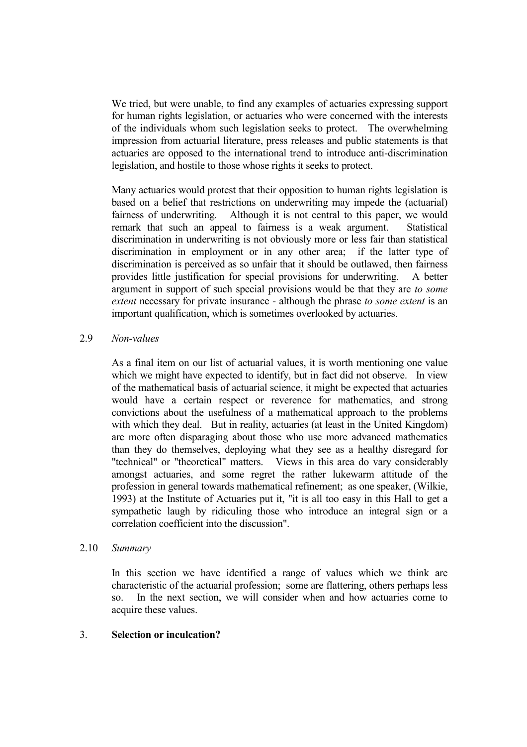We tried, but were unable, to find any examples of actuaries expressing support for human rights legislation, or actuaries who were concerned with the interests of the individuals whom such legislation seeks to protect. The overwhelming impression from actuarial literature, press releases and public statements is that actuaries are opposed to the international trend to introduce anti-discrimination legislation, and hostile to those whose rights it seeks to protect.

Many actuaries would protest that their opposition to human rights legislation is based on a belief that restrictions on underwriting may impede the (actuarial) fairness of underwriting. Although it is not central to this paper, we would remark that such an appeal to fairness is a weak argument. Statistical discrimination in underwriting is not obviously more or less fair than statistical discrimination in employment or in any other area; if the latter type of discrimination is perceived as so unfair that it should be outlawed, then fairness provides little justification for special provisions for underwriting. A better argument in support of such special provisions would be that they are *to some extent* necessary for private insurance - although the phrase *to some extent* is an important qualification, which is sometimes overlooked by actuaries.

### 2.9 *Non-values*

As a final item on our list of actuarial values, it is worth mentioning one value which we might have expected to identify, but in fact did not observe. In view of the mathematical basis of actuarial science, it might be expected that actuaries would have a certain respect or reverence for mathematics, and strong convictions about the usefulness of a mathematical approach to the problems with which they deal. But in reality, actuaries (at least in the United Kingdom) are more often disparaging about those who use more advanced mathematics than they do themselves, deploying what they see as a healthy disregard for "technical" or "theoretical" matters. Views in this area do vary considerably amongst actuaries, and some regret the rather lukewarm attitude of the profession in general towards mathematical refinement; as one speaker, (Wilkie, 1993) at the Institute of Actuaries put it, "it is all too easy in this Hall to get a sympathetic laugh by ridiculing those who introduce an integral sign or a correlation coefficient into the discussion".

### 2.10 *Summary*

In this section we have identified a range of values which we think are characteristic of the actuarial profession; some are flattering, others perhaps less so. In the next section, we will consider when and how actuaries come to acquire these values.

## 3. **Selection or inculcation?**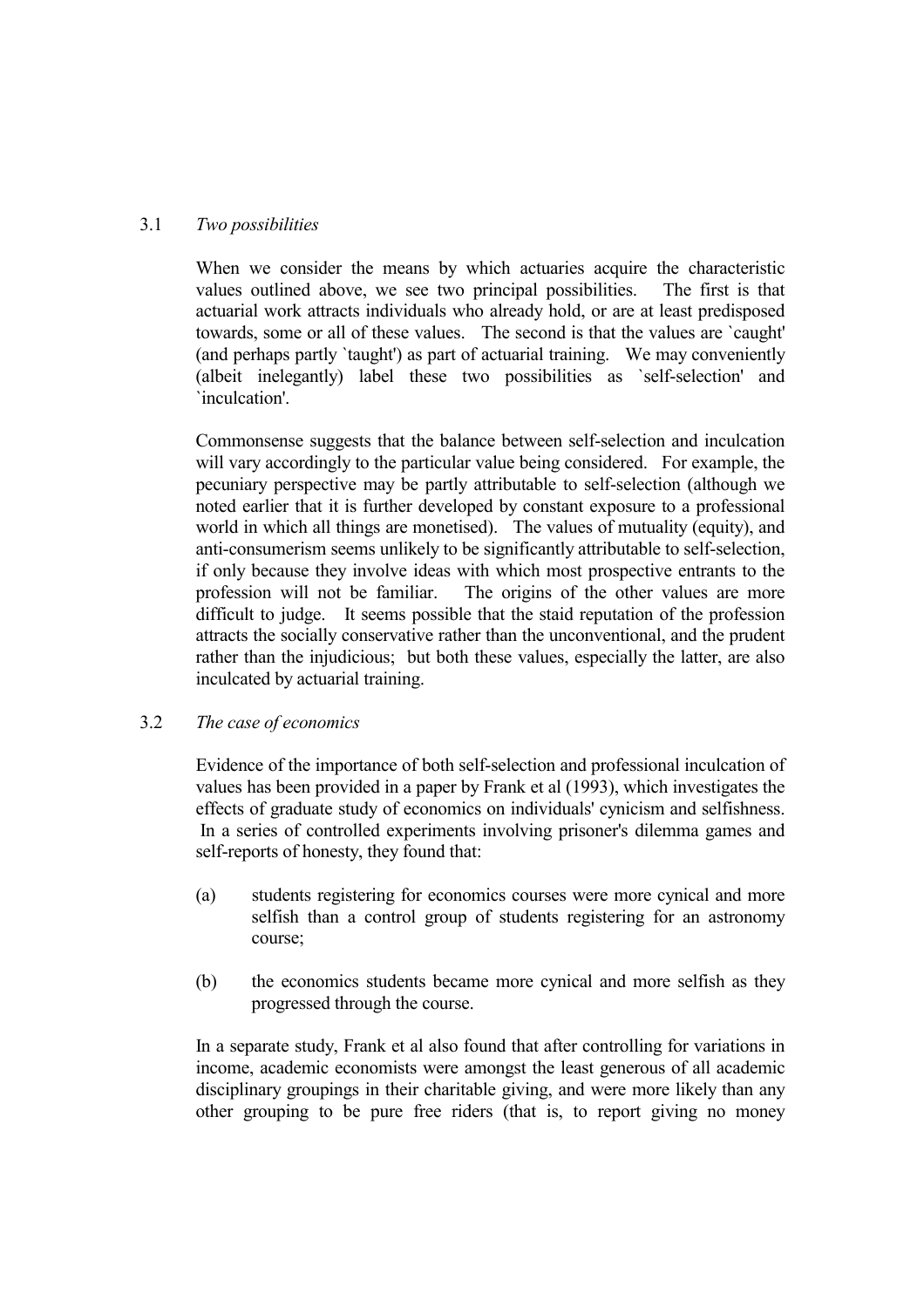### 3.1 *Two possibilities*

When we consider the means by which actuaries acquire the characteristic values outlined above, we see two principal possibilities. The first is that actuarial work attracts individuals who already hold, or are at least predisposed towards, some or all of these values. The second is that the values are `caught' (and perhaps partly `taught') as part of actuarial training. We may conveniently (albeit inelegantly) label these two possibilities as `self-selection' and `inculcation'.

Commonsense suggests that the balance between self-selection and inculcation will vary accordingly to the particular value being considered. For example, the pecuniary perspective may be partly attributable to self-selection (although we noted earlier that it is further developed by constant exposure to a professional world in which all things are monetised). The values of mutuality (equity), and anti-consumerism seems unlikely to be significantly attributable to self-selection, if only because they involve ideas with which most prospective entrants to the profession will not be familiar. The origins of the other values are more difficult to judge. It seems possible that the staid reputation of the profession attracts the socially conservative rather than the unconventional, and the prudent rather than the injudicious; but both these values, especially the latter, are also inculcated by actuarial training.

### 3.2 *The case of economics*

Evidence of the importance of both self-selection and professional inculcation of values has been provided in a paper by Frank et al (1993), which investigates the effects of graduate study of economics on individuals' cynicism and selfishness. In a series of controlled experiments involving prisoner's dilemma games and self-reports of honesty, they found that:

(a) students registering for economics courses were more cynical and more selfish than a control group of students registering for an astronomy course;

(b) the economics students became more cynical and more selfish as they progressed through the course.

In a separate study, Frank et al also found that after controlling for variations in income, academic economists were amongst the least generous of all academic disciplinary groupings in their charitable giving, and were more likely than any other grouping to be pure free riders (that is, to report giving no money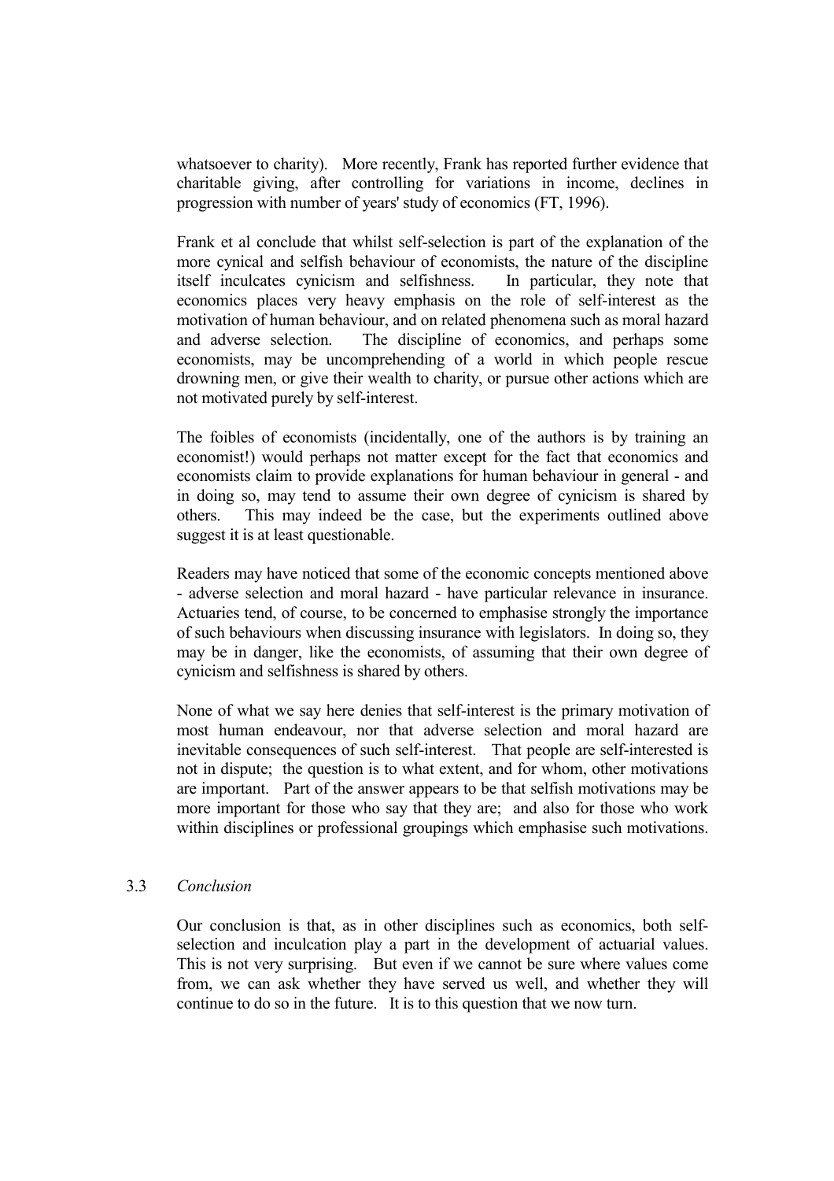whatsoever to charity). More recently, Frank has reported further evidence that charitable giving, after controlling for variations in income, declines in progression with number of years' study of economics (FT, 1996).

Frank et al conclude that whilst self-selection is part of the explanation of the more cynical and selfish behaviour of economists, the nature of the discipline itself inculcates cynicism and selfishness. In particular, they note that economics places very heavy emphasis on the role of self-interest as the motivation of human behaviour, and on related phenomena such as moral hazard and adverse selection. The discipline of economics, and perhaps some economists, may be uncomprehending of a world in which people rescue drowning men, or give their wealth to charity, or pursue other actions which are not motivated purely by self-interest.

The foibles of economists (incidentally, one of the authors is by training an economist!) would perhaps not matter except for the fact that economics and economists claim to provide explanations for human behaviour in general - and in doing so, may tend to assume their own degree of cynicism is shared by others. This may indeed be the case, but the experiments outlined above suggest it is at least questionable.

Readers may have noticed that some of the economic concepts mentioned above - adverse selection and moral hazard - have particular relevance in insurance. Actuaries tend, of course, to be concerned to emphasise strongly the importance of such behaviours when discussing insurance with legislators. In doing so, they may be in danger, like the economists, of assuming that their own degree of cynicism and selfishness is shared by others.

None of what we say here denies that self-interest is the primary motivation of most human endeavour, nor that adverse selection and moral hazard are inevitable consequences of such self-interest. That people are self-interested is not in dispute; the question is to what extent, and for whom, other motivations are important. Part of the answer appears to be that selfish motivations may be more important for those who say that they are; and also for those who work within disciplines or professional groupings which emphasise such motivations.

### 3.3 *Conclusion*

Our conclusion is that, as in other disciplines such as economics, both self-selection and inculcation play a part in the development of actuarial values. This is not very surprising. But even if we cannot be sure where values come from, we can ask whether they have served us well, and whether they will continue to do so in the future. It is to this question that we now turn.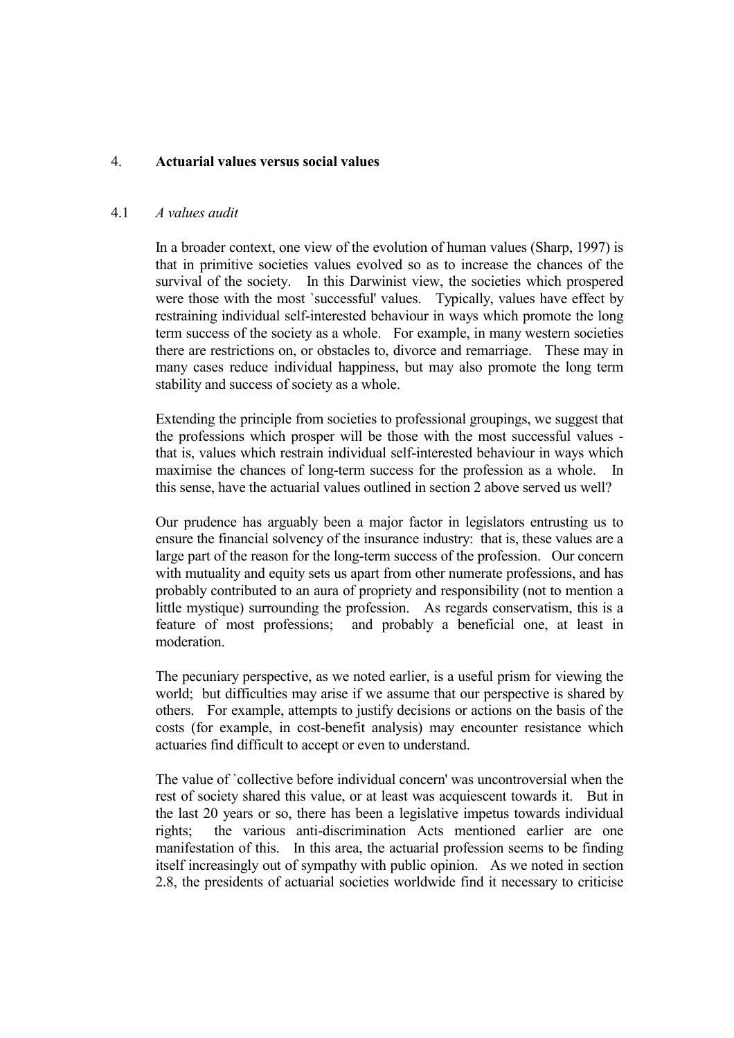## 4. **Actuarial values versus social values**

### 4.1 *A values audit*

In a broader context, one view of the evolution of human values (Sharp, 1997) is that in primitive societies values evolved so as to increase the chances of the survival of the society. In this Darwinist view, the societies which prospered were those with the most `successful' values. Typically, values have effect by restraining individual self-interested behaviour in ways which promote the long term success of the society as a whole. For example, in many western societies there are restrictions on, or obstacles to, divorce and remarriage. These may in many cases reduce individual happiness, but may also promote the long term stability and success of society as a whole.

Extending the principle from societies to professional groupings, we suggest that the professions which prosper will be those with the most successful values - that is, values which restrain individual self-interested behaviour in ways which maximise the chances of long-term success for the profession as a whole. In this sense, have the actuarial values outlined in section 2 above served us well?

Our prudence has arguably been a major factor in legislators entrusting us to ensure the financial solvency of the insurance industry: that is, these values are a large part of the reason for the long-term success of the profession. Our concern with mutuality and equity sets us apart from other numerate professions, and has probably contributed to an aura of propriety and responsibility (not to mention a little mystique) surrounding the profession. As regards conservatism, this is a feature of most professions; and probably a beneficial one, at least in moderation.

The pecuniary perspective, as we noted earlier, is a useful prism for viewing the world; but difficulties may arise if we assume that our perspective is shared by others. For example, attempts to justify decisions or actions on the basis of the costs (for example, in cost-benefit analysis) may encounter resistance which actuaries find difficult to accept or even to understand.

The value of `collective before individual concern' was uncontroversial when the rest of society shared this value, or at least was acquiescent towards it. But in the last 20 years or so, there has been a legislative impetus towards individual rights; the various anti-discrimination Acts mentioned earlier are one manifestation of this. In this area, the actuarial profession seems to be finding itself increasingly out of sympathy with public opinion. As we noted in section 2.8, the presidents of actuarial societies worldwide find it necessary to criticise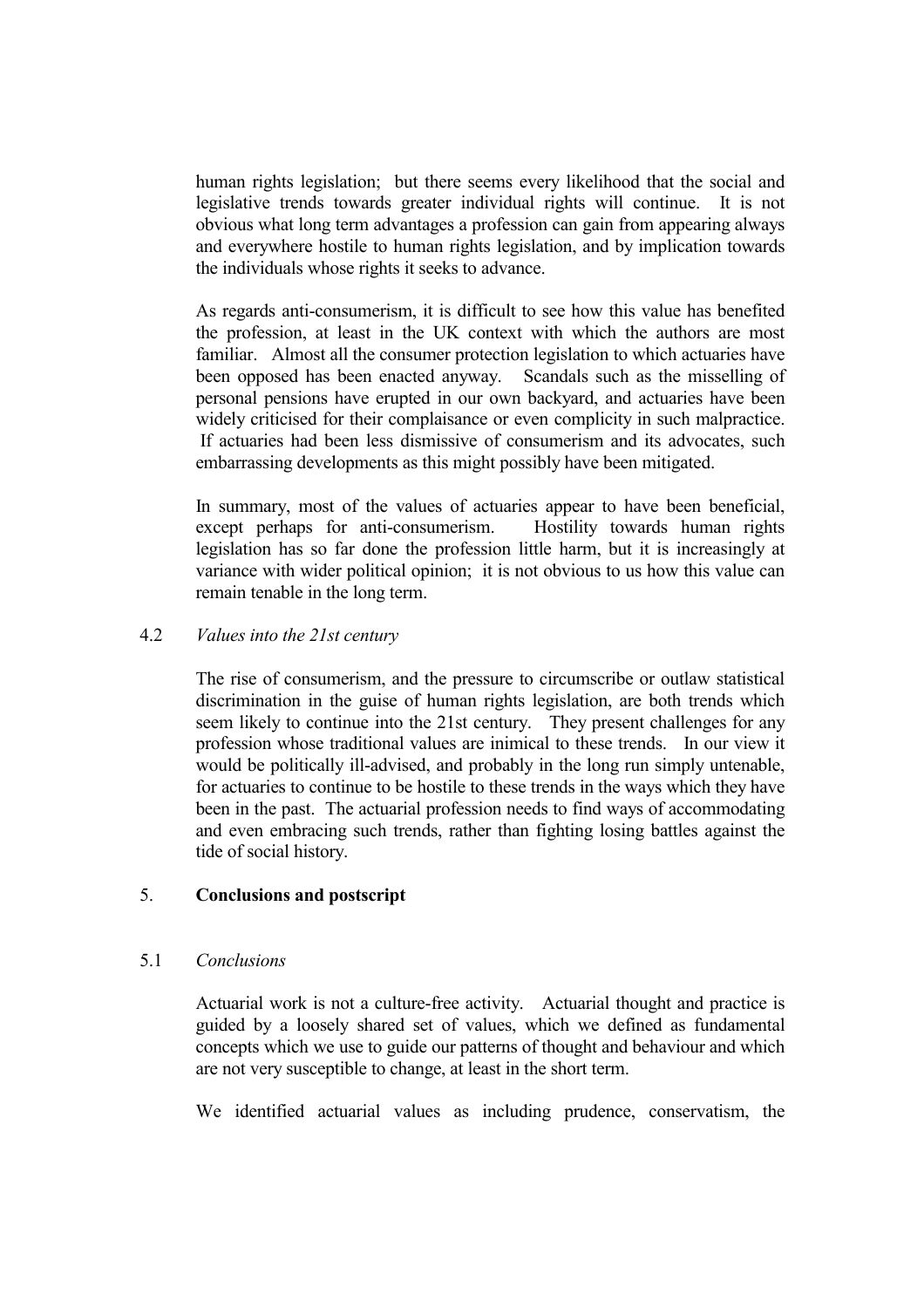human rights legislation; but there seems every likelihood that the social and legislative trends towards greater individual rights will continue. It is not obvious what long term advantages a profession can gain from appearing always and everywhere hostile to human rights legislation, and by implication towards the individuals whose rights it seeks to advance.

As regards anti-consumerism, it is difficult to see how this value has benefited the profession, at least in the UK context with which the authors are most familiar. Almost all the consumer protection legislation to which actuaries have been opposed has been enacted anyway. Scandals such as the misselling of personal pensions have erupted in our own backyard, and actuaries have been widely criticised for their complaisance or even complicity in such malpractice. If actuaries had been less dismissive of consumerism and its advocates, such embarrassing developments as this might possibly have been mitigated.

In summary, most of the values of actuaries appear to have been beneficial, except perhaps for anti-consumerism. Hostility towards human rights legislation has so far done the profession little harm, but it is increasingly at variance with wider political opinion; it is not obvious to us how this value can remain tenable in the long term.

### 4.2 *Values into the 21st century*

The rise of consumerism, and the pressure to circumscribe or outlaw statistical discrimination in the guise of human rights legislation, are both trends which seem likely to continue into the 21st century. They present challenges for any profession whose traditional values are inimical to these trends. In our view it would be politically ill-advised, and probably in the long run simply untenable, for actuaries to continue to be hostile to these trends in the ways which they have been in the past. The actuarial profession needs to find ways of accommodating and even embracing such trends, rather than fighting losing battles against the tide of social history.

## 5. **Conclusions and postscript**

### 5.1 *Conclusions*

Actuarial work is not a culture-free activity. Actuarial thought and practice is guided by a loosely shared set of values, which we defined as fundamental concepts which we use to guide our patterns of thought and behaviour and which are not very susceptible to change, at least in the short term.

We identified actuarial values as including prudence, conservatism, the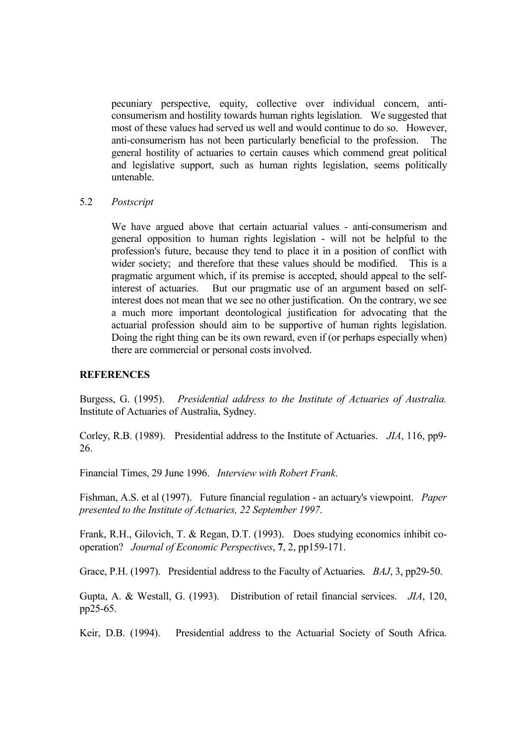pecuniary perspective, equity, collective over individual concern, anti-consumerism and hostility towards human rights legislation. We suggested that most of these values had served us well and would continue to do so. However, anti-consumerism has not been particularly beneficial to the profession. The general hostility of actuaries to certain causes which commend great political and legislative support, such as human rights legislation, seems politically untenable.

5.2 *Postscript*

We have argued above that certain actuarial values - anti-consumerism and general opposition to human rights legislation - will not be helpful to the profession's future, because they tend to place it in a position of conflict with wider society; and therefore that these values should be modified. This is a pragmatic argument which, if its premise is accepted, should appeal to the self-interest of actuaries. But our pragmatic use of an argument based on self-interest does not mean that we see no other justification. On the contrary, we see a much more important deontological justification for advocating that the actuarial profession should aim to be supportive of human rights legislation. Doing the right thing can be its own reward, even if (or perhaps especially when) there are commercial or personal costs involved.

**REFERENCES**

Burgess, G. (1995). *Presidential address to the Institute of Actuaries of Australia.* Institute of Actuaries of Australia, Sydney.

Corley, R.B. (1989). Presidential address to the Institute of Actuaries. *JIA*, 116, pp9-26.

Financial Times, 29 June 1996. *Interview with Robert Frank*.

Fishman, A.S. et al (1997). Future financial regulation - an actuary's viewpoint. *Paper presented to the Institute of Actuaries, 22 September 1997*.

Frank, R.H., Gilovich, T. & Regan, D.T. (1993). Does studying economics inhibit co-operation? *Journal of Economic Perspectives*, **7**, 2, pp159-171.

Grace, P.H. (1997). Presidential address to the Faculty of Actuaries. *BAJ*, 3, pp29-50.

Gupta, A. & Westall, G. (1993). Distribution of retail financial services. *JIA*, 120, pp25-65.

Keir, D.B. (1994). Presidential address to the Actuarial Society of South Africa.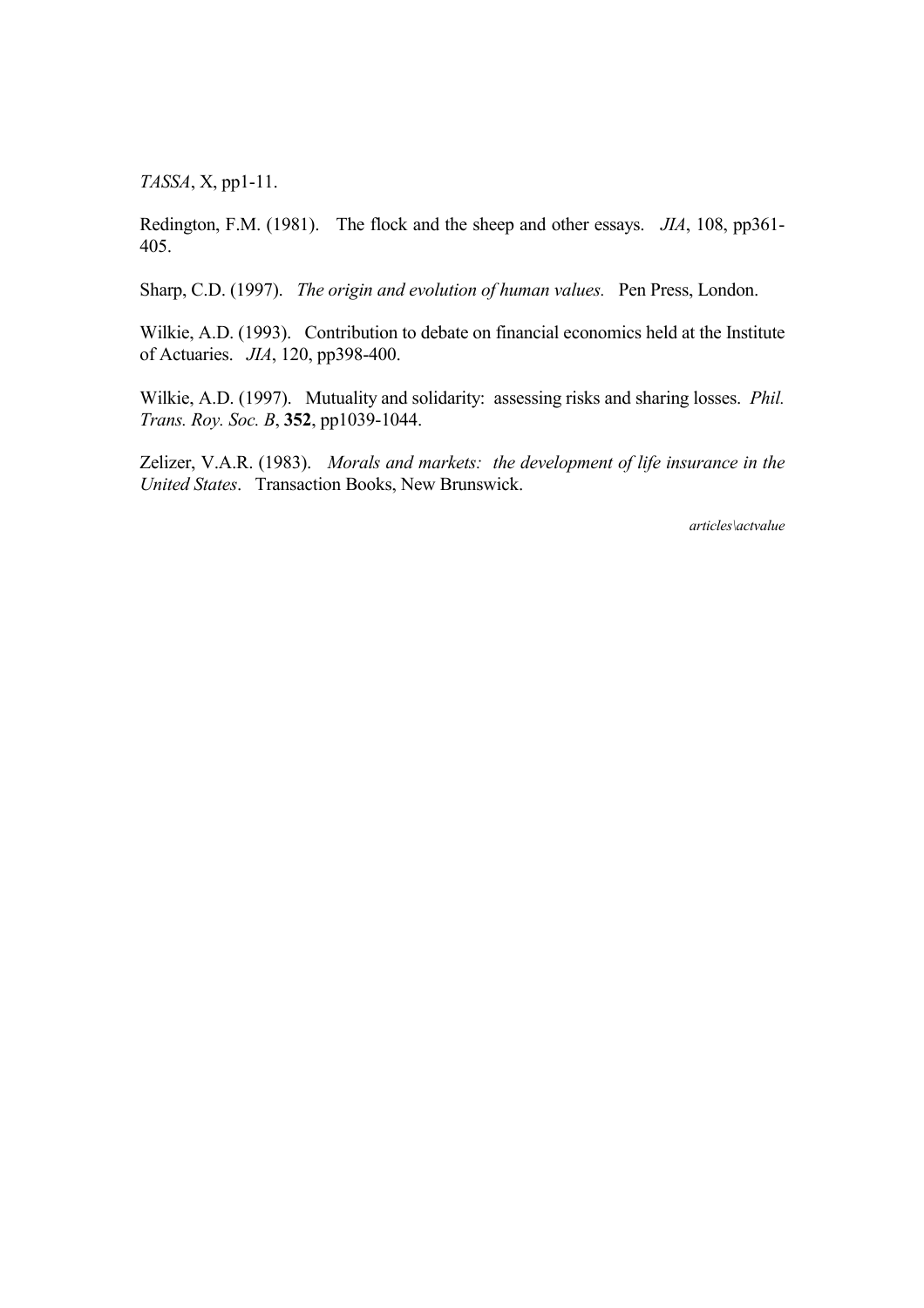*TASSA*, X, pp1-11.

Redington, F.M. (1981). The flock and the sheep and other essays. *JIA*, 108, pp361-405.

Sharp, C.D. (1997). *The origin and evolution of human values.* Pen Press, London.

Wilkie, A.D. (1993). Contribution to debate on financial economics held at the Institute of Actuaries. *JIA*, 120, pp398-400.

Wilkie, A.D. (1997). Mutuality and solidarity: assessing risks and sharing losses. *Phil. Trans. Roy. Soc. B*, **352**, pp1039-1044.

Zelizer, V.A.R. (1983). *Morals and markets: the development of life insurance in the United States*. Transaction Books, New Brunswick.

*articles\actvalue*